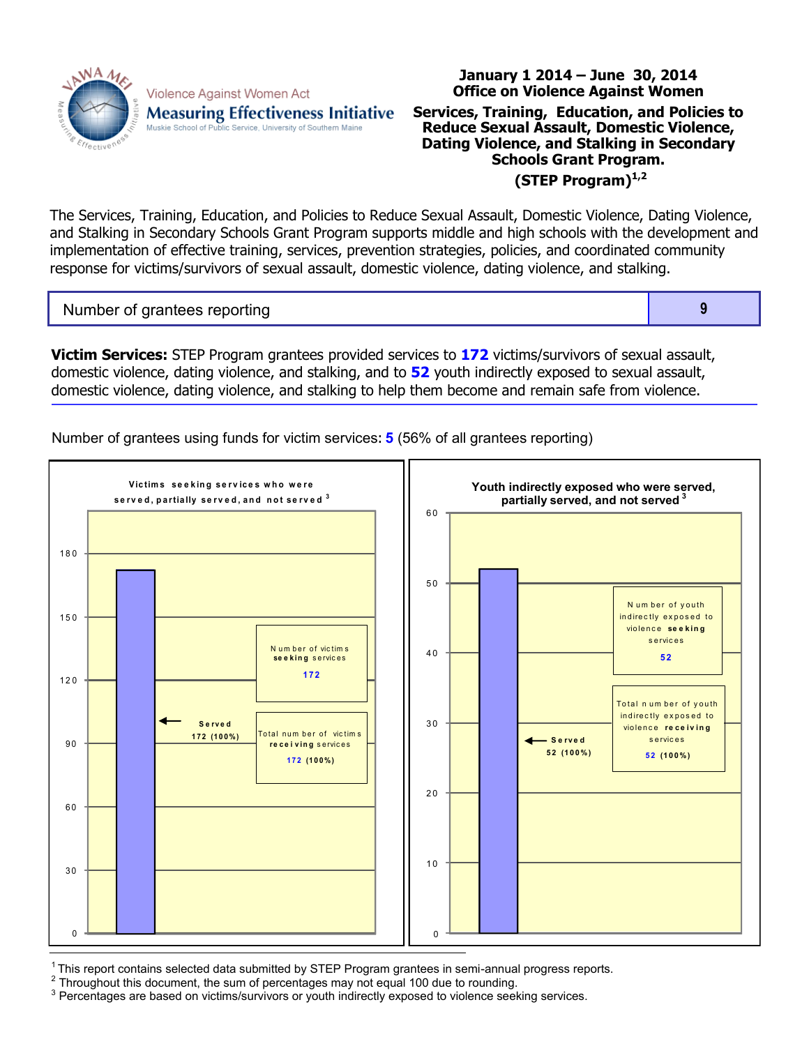Violence Against Women Act
**Measuring Effectiveness Initiative**
Muskie School of Public Service, University of Southern Maine

# January 1 2014 – June 30, 2014
## Office on Violence Against Women
## Services, Training, Education, and Policies to Reduce Sexual Assault, Domestic Violence, Dating Violence, and Stalking in Secondary Schools Grant Program.
## (STEP Program)[1,2]

The Services, Training, Education, and Policies to Reduce Sexual Assault, Domestic Violence, Dating Violence, and Stalking in Secondary Schools Grant Program supports middle and high schools with the development and implementation of effective training, services, prevention strategies, policies, and coordinated community response for victims/survivors of sexual assault, domestic violence, dating violence, and stalking.

| Number of grantees reporting | 9 |
|---|---|

**Victim Services:** STEP Program grantees provided services to **172** victims/survivors of sexual assault, domestic violence, dating violence, and stalking, and to **52** youth indirectly exposed to sexual assault, domestic violence, dating violence, and stalking to help them become and remain safe from violence.

Number of grantees using funds for victim services: **5** (56% of all grantees reporting)

**Victims seeking services who were served, partially served, and not served [3]**

- Number of victims **seeking** services: 172
- Total number of victims **receiving** services: 172 (100%)
- Served: 172 (100%)

**Youth indirectly exposed who were served, partially served, and not served [3]**

- Number of youth indirectly exposed to violence **seeking** services: 52
- Total number of youth indirectly exposed to violence **receiving** services: 52 (100%)
- Served: 52 (100%)

[1] This report contains selected data submitted by STEP Program grantees in semi-annual progress reports.
[2] Throughout this document, the sum of percentages may not equal 100 due to rounding.
[3] Percentages are based on victims/survivors or youth indirectly exposed to violence seeking services.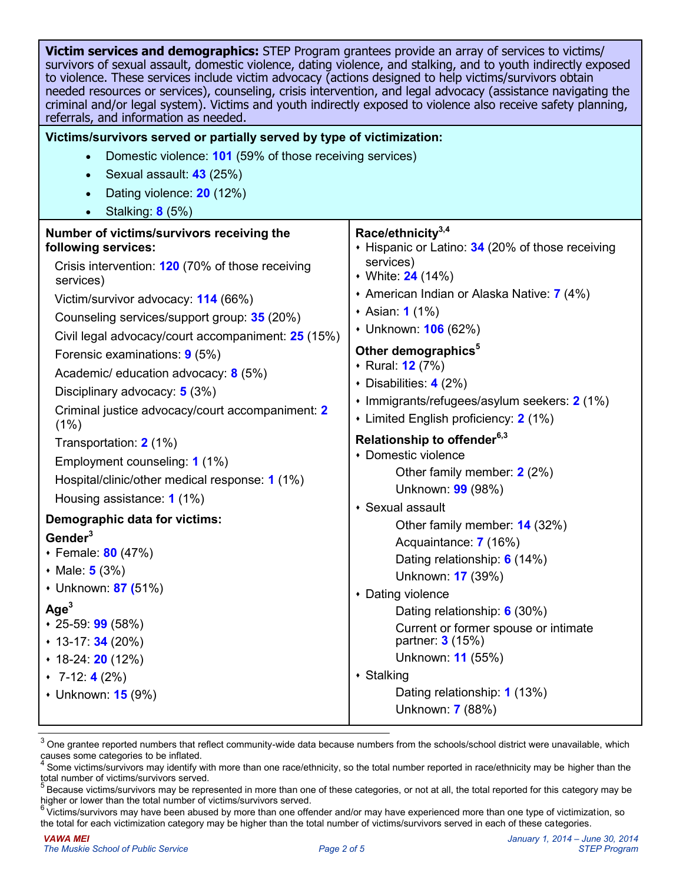**Victim services and demographics:** STEP Program grantees provide an array of services to victims/survivors of sexual assault, domestic violence, dating violence, and stalking, and to youth indirectly exposed to violence. These services include victim advocacy (actions designed to help victims/survivors obtain needed resources or services), counseling, crisis intervention, and legal advocacy (assistance navigating the criminal and/or legal system). Victims and youth indirectly exposed to violence also receive safety planning, referrals, and information as needed.

**Victims/survivors served or partially served by type of victimization:**

- Domestic violence: **101** (59% of those receiving services)
- Sexual assault: **43** (25%)
- Dating violence: **20** (12%)
- Stalking: **8** (5%)

**Number of victims/survivors receiving the following services:**

Crisis intervention: **120** (70% of those receiving services)

Victim/survivor advocacy: **114** (66%)

Counseling services/support group: **35** (20%)

Civil legal advocacy/court accompaniment: **25** (15%)

Forensic examinations: **9** (5%)

Academic/ education advocacy: **8** (5%)

Disciplinary advocacy: **5** (3%)

Criminal justice advocacy/court accompaniment: **2** (1%)

Transportation: **2** (1%)

Employment counseling: **1** (1%)

Hospital/clinic/other medical response: **1** (1%)

Housing assistance: **1** (1%)

**Demographic data for victims:**

**Gender**[3]

- Female: **80** (47%)
- Male: **5** (3%)
- Unknown: **87** (51%)

**Age**[3]

- 25-59: **99** (58%)
- 13-17: **34** (20%)
- 18-24: **20** (12%)
- 7-12: **4** (2%)
- Unknown: **15** (9%)

**Race/ethnicity**[3,4]

- Hispanic or Latino: **34** (20% of those receiving services)
- White: **24** (14%)
- American Indian or Alaska Native: **7** (4%)
- Asian: **1** (1%)
- Unknown: **106** (62%)

**Other demographics**[5]

- Rural: **12** (7%)
- Disabilities: **4** (2%)
- Immigrants/refugees/asylum seekers: **2** (1%)
- Limited English proficiency: **2** (1%)

**Relationship to offender**[6,3]

- Domestic violence
  - Other family member: **2** (2%)
  - Unknown: **99** (98%)
- Sexual assault
  - Other family member: **14** (32%)
  - Acquaintance: **7** (16%)
  - Dating relationship: **6** (14%)
  - Unknown: **17** (39%)
- Dating violence
  - Dating relationship: **6** (30%)
  - Current or former spouse or intimate partner: **3** (15%)
  - Unknown: **11** (55%)
- Stalking
  - Dating relationship: **1** (13%)
  - Unknown: **7** (88%)

---

[3] One grantee reported numbers that reflect community-wide data because numbers from the schools/school district were unavailable, which causes some categories to be inflated.

[4] Some victims/survivors may identify with more than one race/ethnicity, so the total number reported in race/ethnicity may be higher than the total number of victims/survivors served.

[5] Because victims/survivors may be represented in more than one of these categories, or not at all, the total reported for this category may be higher or lower than the total number of victims/survivors served.

[6] Victims/survivors may have been abused by more than one offender and/or may have experienced more than one type of victimization, so the total for each victimization category may be higher than the total number of victims/survivors served in each of these categories.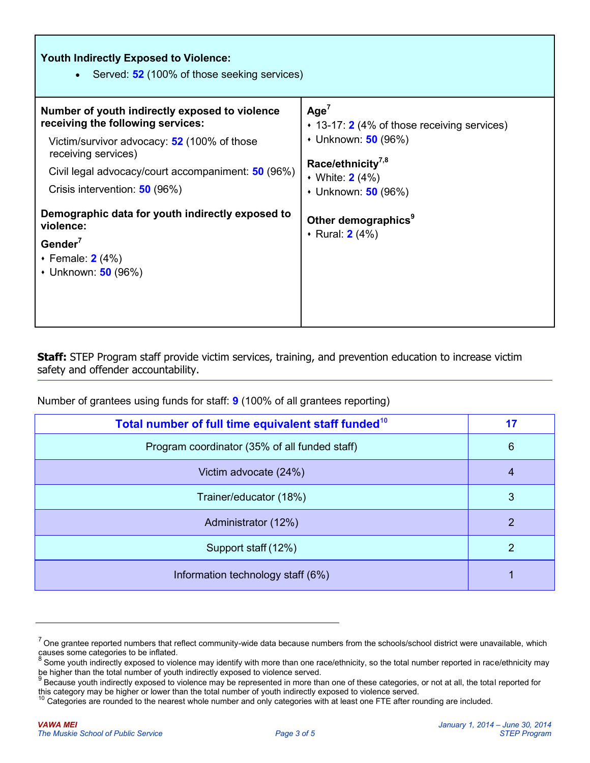**Youth Indirectly Exposed to Violence:**

- Served: **52** (100% of those seeking services)

**Number of youth indirectly exposed to violence receiving the following services:**

Victim/survivor advocacy: **52** (100% of those receiving services)

Civil legal advocacy/court accompaniment: **50** (96%)

Crisis intervention: **50** (96%)

**Demographic data for youth indirectly exposed to violence:**

**Gender**[7]

- Female: **2** (4%)
- Unknown: **50** (96%)

**Age**[7]

- 13-17: **2** (4% of those receiving services)
- Unknown: **50** (96%)

**Race/ethnicity**[7,8]

- White: **2** (4%)
- Unknown: **50** (96%)

**Other demographics**[9]

- Rural: **2** (4%)

**Staff:** STEP Program staff provide victim services, training, and prevention education to increase victim safety and offender accountability.

Number of grantees using funds for staff: **9** (100% of all grantees reporting)

| Total number of full time equivalent staff funded[10] | 17 |
|---|---|
| Program coordinator (35% of all funded staff) | 6 |
| Victim advocate (24%) | 4 |
| Trainer/educator (18%) | 3 |
| Administrator (12%) | 2 |
| Support staff (12%) | 2 |
| Information technology staff (6%) | 1 |

---

[7] One grantee reported numbers that reflect community-wide data because numbers from the schools/school district were unavailable, which causes some categories to be inflated.

[8] Some youth indirectly exposed to violence may identify with more than one race/ethnicity, so the total number reported in race/ethnicity may be higher than the total number of youth indirectly exposed to violence served.

[9] Because youth indirectly exposed to violence may be represented in more than one of these categories, or not at all, the total reported for this category may be higher or lower than the total number of youth indirectly exposed to violence served.

[10] Categories are rounded to the nearest whole number and only categories with at least one FTE after rounding are included.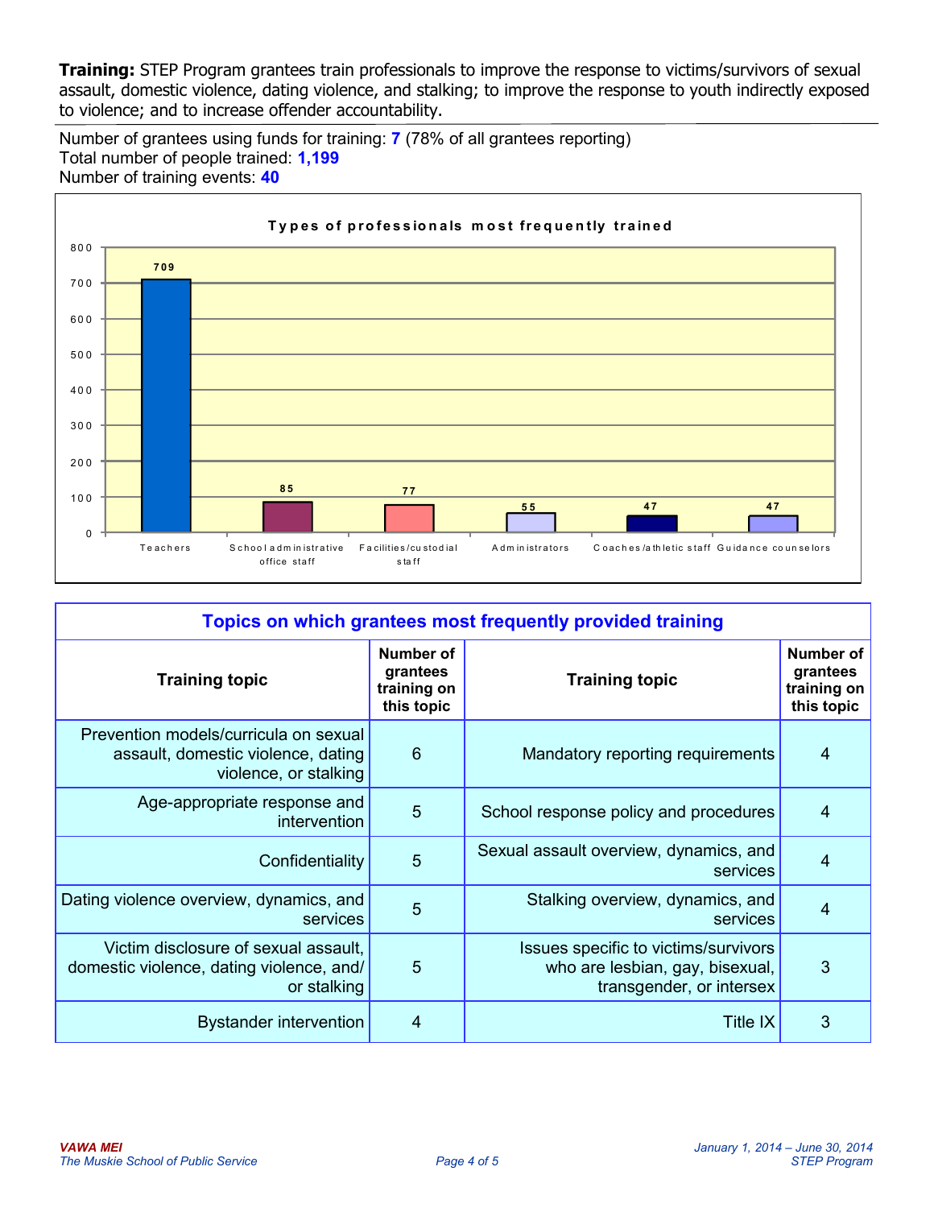**Training:** STEP Program grantees train professionals to improve the response to victims/survivors of sexual assault, domestic violence, dating violence, and stalking; to improve the response to youth indirectly exposed to violence; and to increase offender accountability.

Number of grantees using funds for training: **7** (78% of all grantees reporting)
Total number of people trained: **1,199**
Number of training events: **40**

**Types of professionals most frequently trained**

| Type of professional | Number trained |
|---|---|
| Teachers | 709 |
| School administrative office staff | 85 |
| Facilities/custodial staff | 77 |
| Administrators | 55 |
| Coaches/athletic staff | 47 |
| Guidance counselors | 47 |

**Topics on which grantees most frequently provided training**

| Training topic | Number of grantees training on this topic | Training topic | Number of grantees training on this topic |
|---|---|---|---|
| Prevention models/curricula on sexual assault, domestic violence, dating violence, or stalking | 6 | Mandatory reporting requirements | 4 |
| Age-appropriate response and intervention | 5 | School response policy and procedures | 4 |
| Confidentiality | 5 | Sexual assault overview, dynamics, and services | 4 |
| Dating violence overview, dynamics, and services | 5 | Stalking overview, dynamics, and services | 4 |
| Victim disclosure of sexual assault, domestic violence, dating violence, and/or stalking | 5 | Issues specific to victims/survivors who are lesbian, gay, bisexual, transgender, or intersex | 3 |
| Bystander intervention | 4 | Title IX | 3 |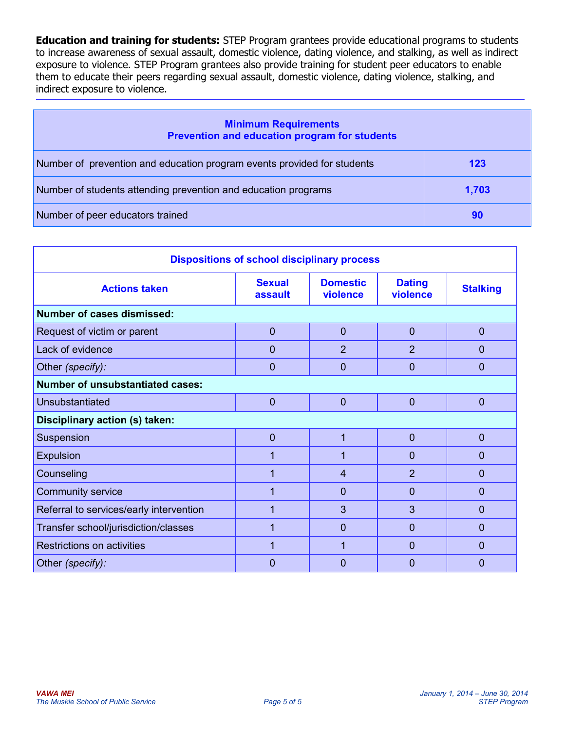**Education and training for students:** STEP Program grantees provide educational programs to students to increase awareness of sexual assault, domestic violence, dating violence, and stalking, as well as indirect exposure to violence. STEP Program grantees also provide training for student peer educators to enable them to educate their peers regarding sexual assault, domestic violence, dating violence, stalking, and indirect exposure to violence.

| Minimum Requirements<br>Prevention and education program for students | |
|---|---|
| Number of prevention and education program events provided for students | 123 |
| Number of students attending prevention and education programs | 1,703 |
| Number of peer educators trained | 90 |

**Dispositions of school disciplinary process**

| Actions taken | Sexual assault | Domestic violence | Dating violence | Stalking |
|---|---|---|---|---|
| **Number of cases dismissed:** | | | | |
| Request of victim or parent | 0 | 0 | 0 | 0 |
| Lack of evidence | 0 | 2 | 2 | 0 |
| Other *(specify):* | 0 | 0 | 0 | 0 |
| **Number of unsubstantiated cases:** | | | | |
| Unsubstantiated | 0 | 0 | 0 | 0 |
| **Disciplinary action (s) taken:** | | | | |
| Suspension | 0 | 1 | 0 | 0 |
| Expulsion | 1 | 1 | 0 | 0 |
| Counseling | 1 | 4 | 2 | 0 |
| Community service | 1 | 0 | 0 | 0 |
| Referral to services/early intervention | 1 | 3 | 3 | 0 |
| Transfer school/jurisdiction/classes | 1 | 0 | 0 | 0 |
| Restrictions on activities | 1 | 1 | 0 | 0 |
| Other *(specify):* | 0 | 0 | 0 | 0 |